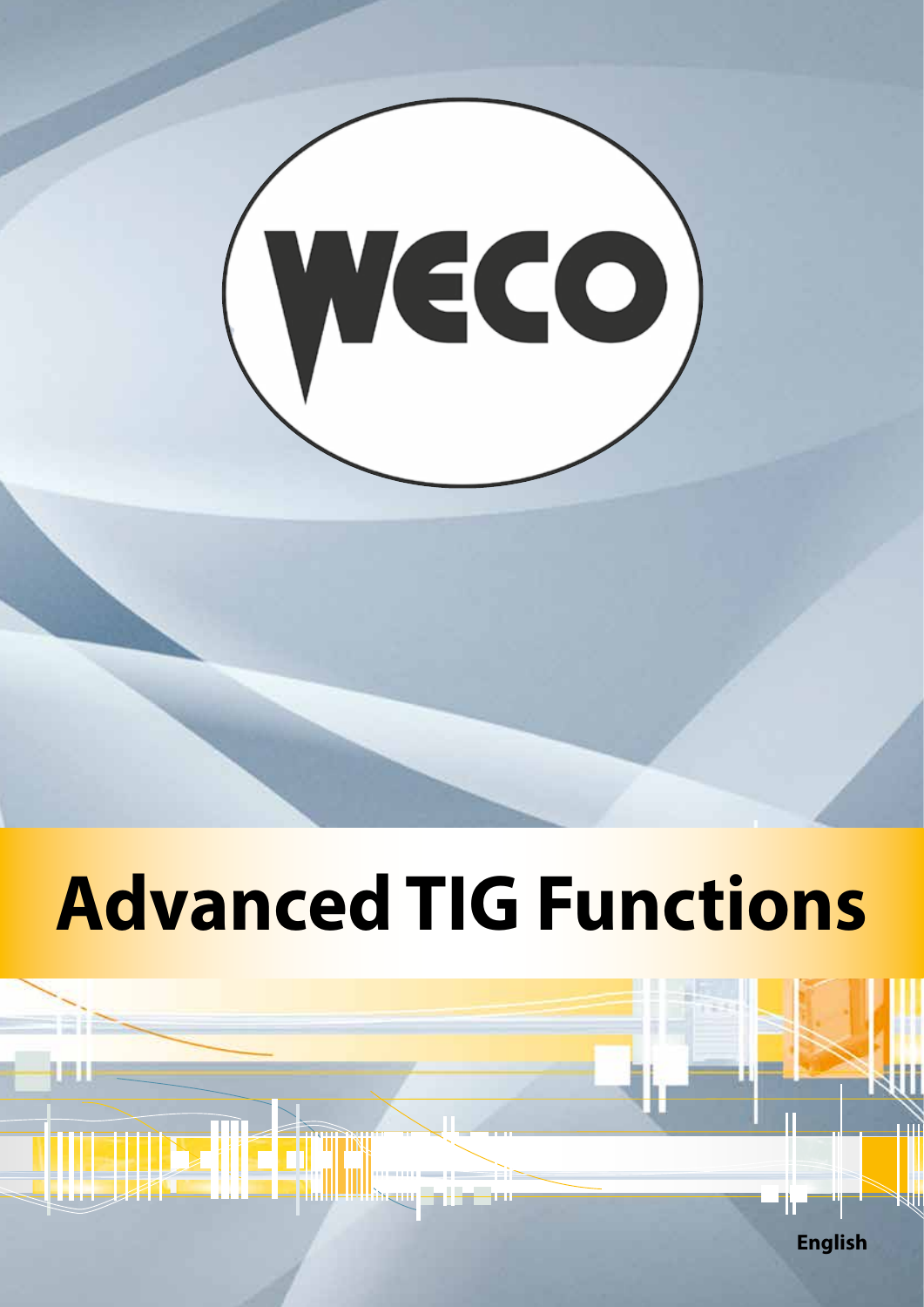WECO

# Advanced TIG Functions

English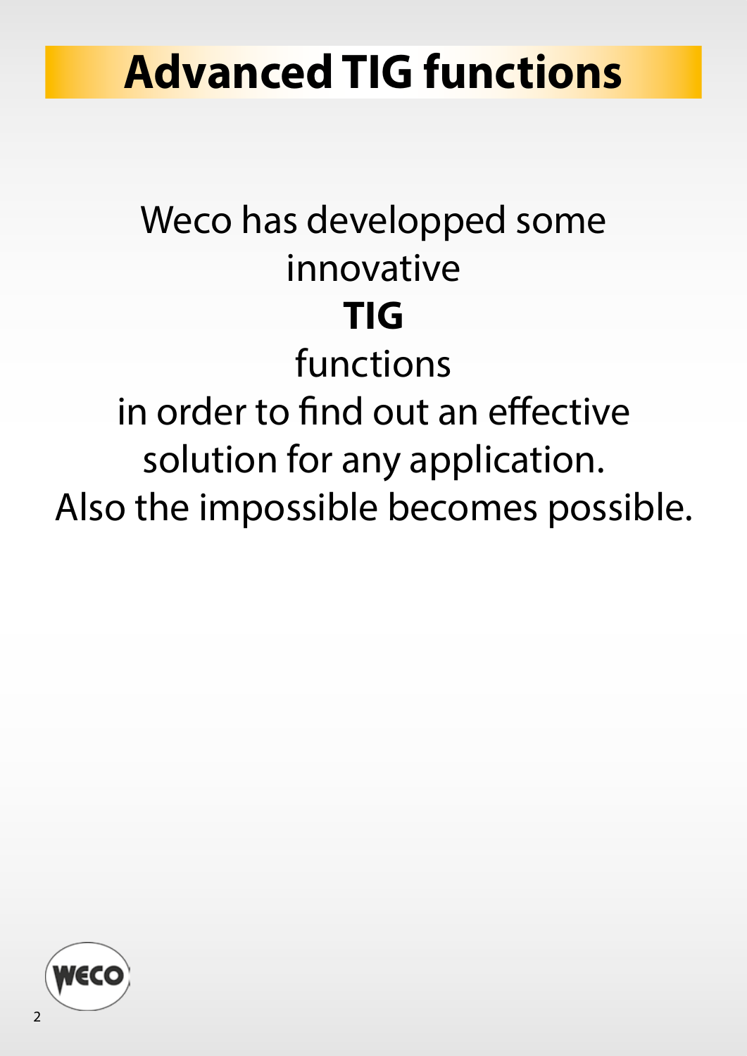# Advanced TIG functions

Weco has developped some innovative **TIG** functions in order to find out an effective solution for any application. Also the impossible becomes possible.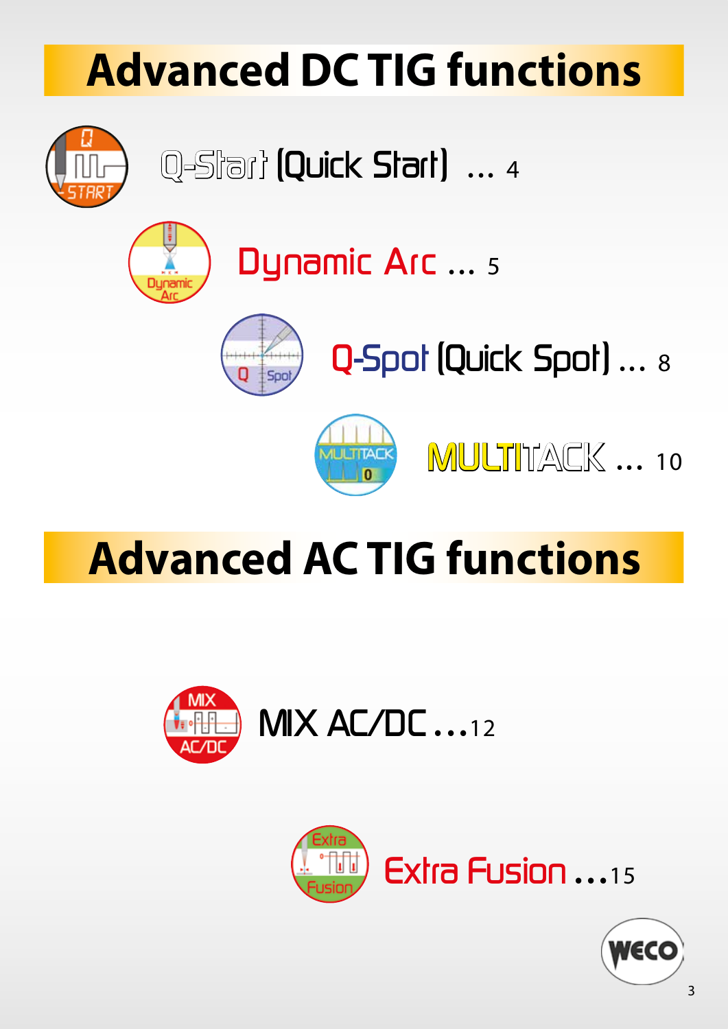# Advanced DC TIG functions

Q-Start (Quick Start) ... 4

Dynamic Arc ... 5

Q-Spot (Quick Spot) ... 8

MULTITACK ... 10

# Advanced AC TIG functions

MIX AC/DC ...12

Extra Fusion ...15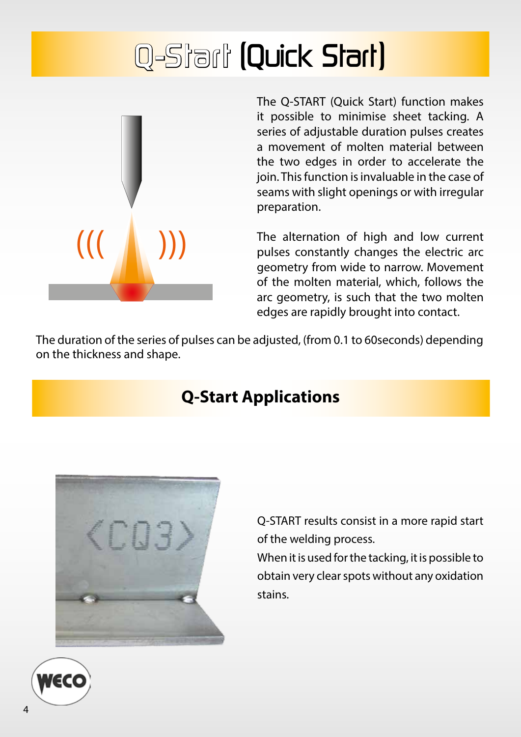# Q-Start (Quick Start)

The Q-START (Quick Start) function makes it possible to minimise sheet tacking. A series of adjustable duration pulses creates a movement of molten material between the two edges in order to accelerate the join. This function is invaluable in the case of seams with slight openings or with irregular preparation.

The alternation of high and low current pulses constantly changes the electric arc geometry from wide to narrow. Movement of the molten material, which, follows the arc geometry, is such that the two molten edges are rapidly brought into contact.

The duration of the series of pulses can be adjusted, (from 0.1 to 60seconds) depending on the thickness and shape.

## Q-Start Applications

Q-START results consist in a more rapid start of the welding process.

When it is used for the tacking, it is possible to obtain very clear spots without any oxidation stains.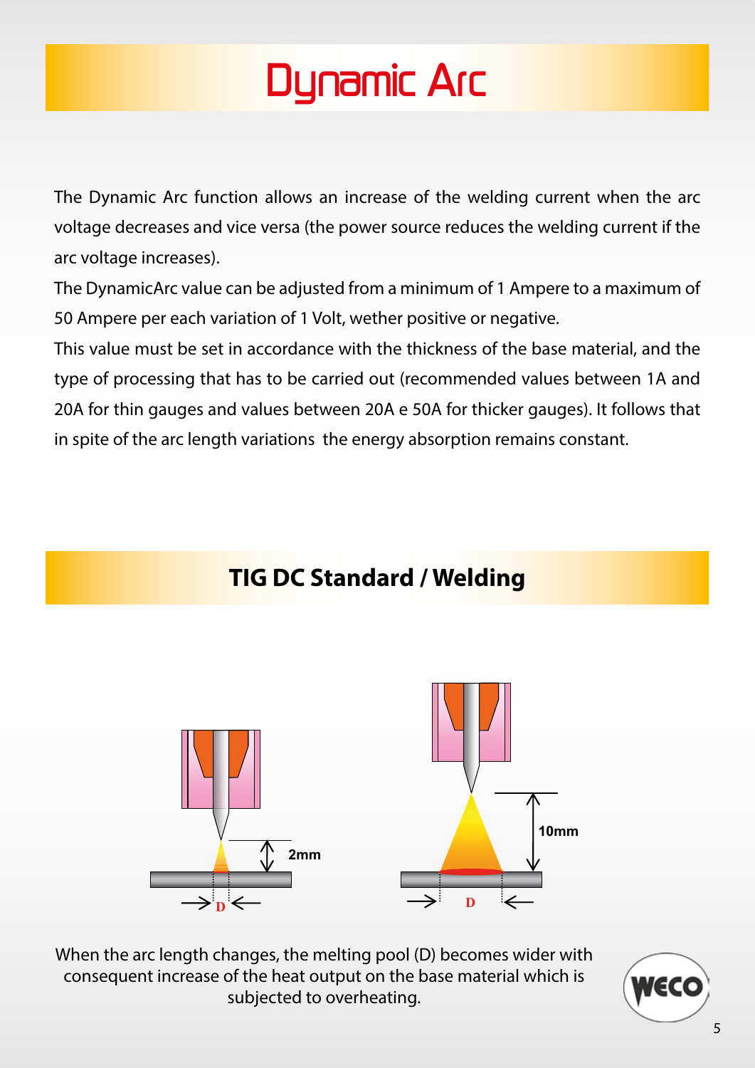# Dynamic Arc

The Dynamic Arc function allows an increase of the welding current when the arc voltage decreases and vice versa (the power source reduces the welding current if the arc voltage increases).

The DynamicArc value can be adjusted from a minimum of 1 Ampere to a maximum of 50 Ampere per each variation of 1 Volt, wether positive or negative.

This value must be set in accordance with the thickness of the base material, and the type of processing that has to be carried out (recommended values between 1A and 20A for thin gauges and values between 20A e 50A for thicker gauges). It follows that in spite of the arc length variations the energy absorption remains constant.

## TIG DC Standard / Welding

2mm

D

10mm

D

When the arc length changes, the melting pool (D) becomes wider with consequent increase of the heat output on the base material which is subjected to overheating.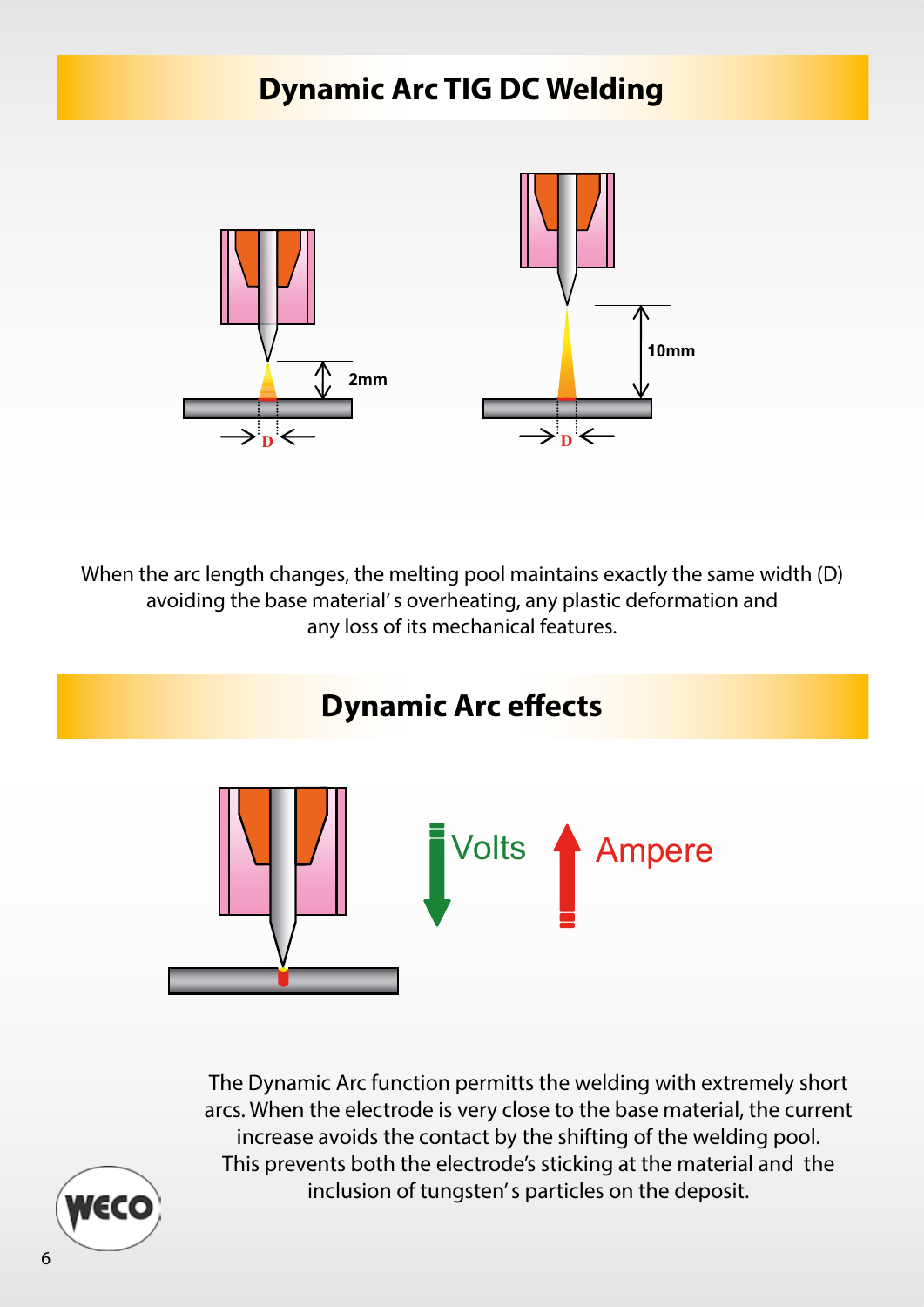# Dynamic Arc TIG DC Welding

When the arc length changes, the melting pool maintains exactly the same width (D) avoiding the base material' s overheating, any plastic deformation and any loss of its mechanical features.

# Dynamic Arc effects

The Dynamic Arc function permitts the welding with extremely short arcs. When the electrode is very close to the base material, the current increase avoids the contact by the shifting of the welding pool. This prevents both the electrode's sticking at the material and the inclusion of tungsten' s particles on the deposit.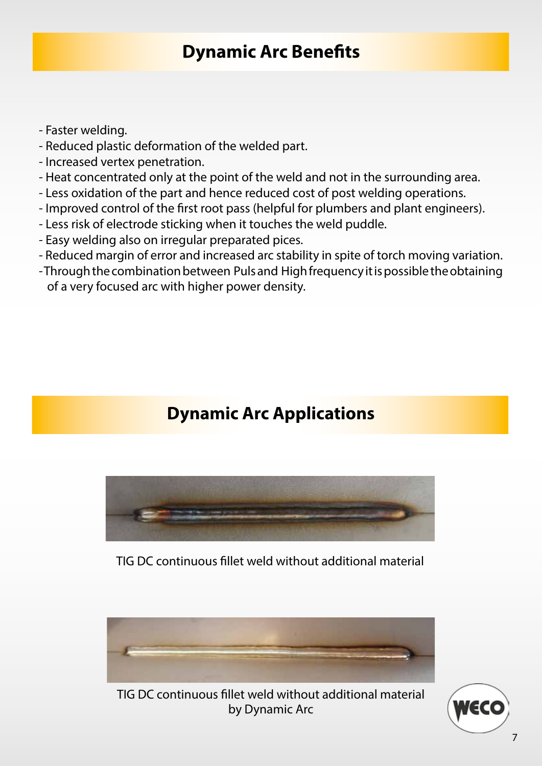## Dynamic Arc Benefits

- Faster welding.
- Reduced plastic deformation of the welded part.
- Increased vertex penetration.
- Heat concentrated only at the point of the weld and not in the surrounding area.
- Less oxidation of the part and hence reduced cost of post welding operations.
- Improved control of the first root pass (helpful for plumbers and plant engineers).
- Less risk of electrode sticking when it touches the weld puddle.
- Easy welding also on irregular preparated pices.
- Reduced margin of error and increased arc stability in spite of torch moving variation.
- Through the combination between Puls and High frequency it is possible the obtaining of a very focused arc with higher power density.

## Dynamic Arc Applications

TIG DC continuous fillet weld without additional material

TIG DC continuous fillet weld without additional material by Dynamic Arc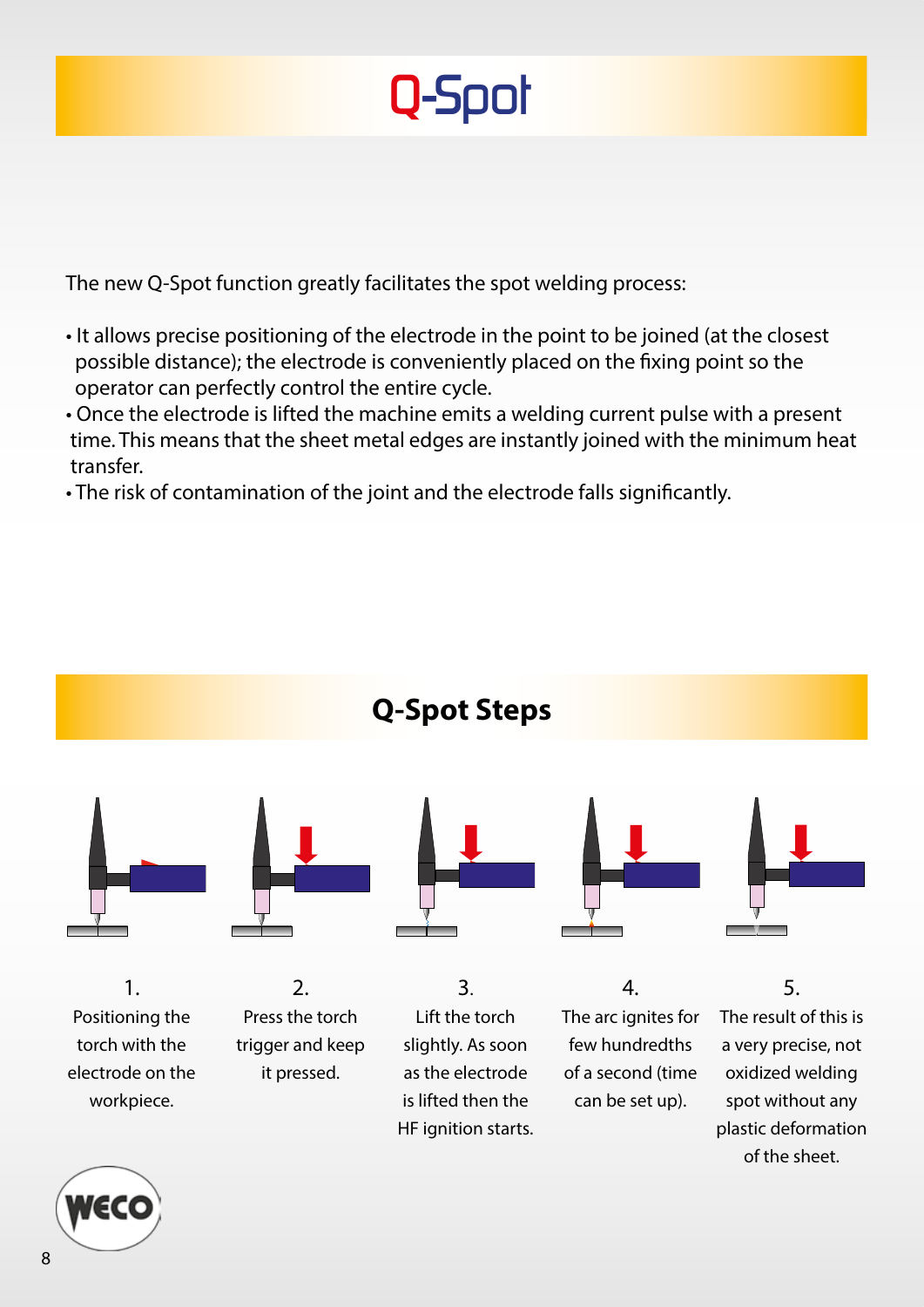# Q-Spot

The new Q-Spot function greatly facilitates the spot welding process:

- It allows precise positioning of the electrode in the point to be joined (at the closest possible distance); the electrode is conveniently placed on the fixing point so the operator can perfectly control the entire cycle.
- Once the electrode is lifted the machine emits a welding current pulse with a present time. This means that the sheet metal edges are instantly joined with the minimum heat transfer.
- The risk of contamination of the joint and the electrode falls significantly.

## Q-Spot Steps

1. Positioning the torch with the electrode on the workpiece.
2. Press the torch trigger and keep it pressed.
3. Lift the torch slightly. As soon as the electrode is lifted then the HF ignition starts.
4. The arc ignites for few hundredths of a second (time can be set up).
5. The result of this is a very precise, not oxidized welding spot without any plastic deformation of the sheet.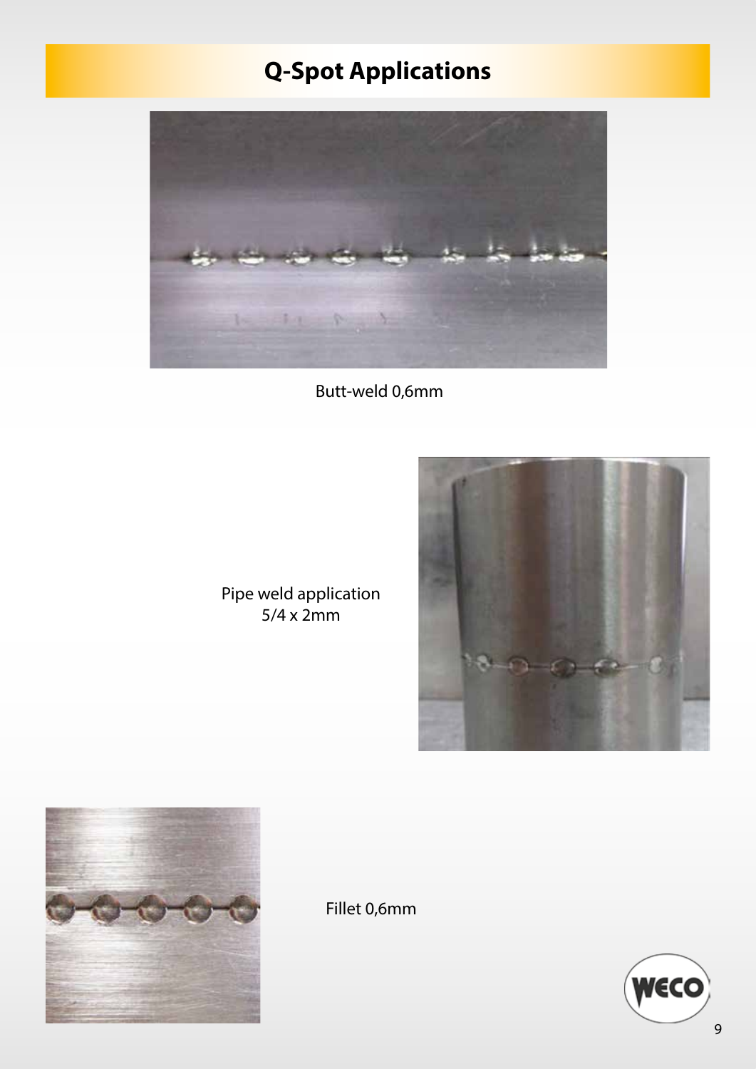# Q-Spot Applications

Butt-weld 0,6mm

Pipe weld application
5/4 x 2mm

Fillet 0,6mm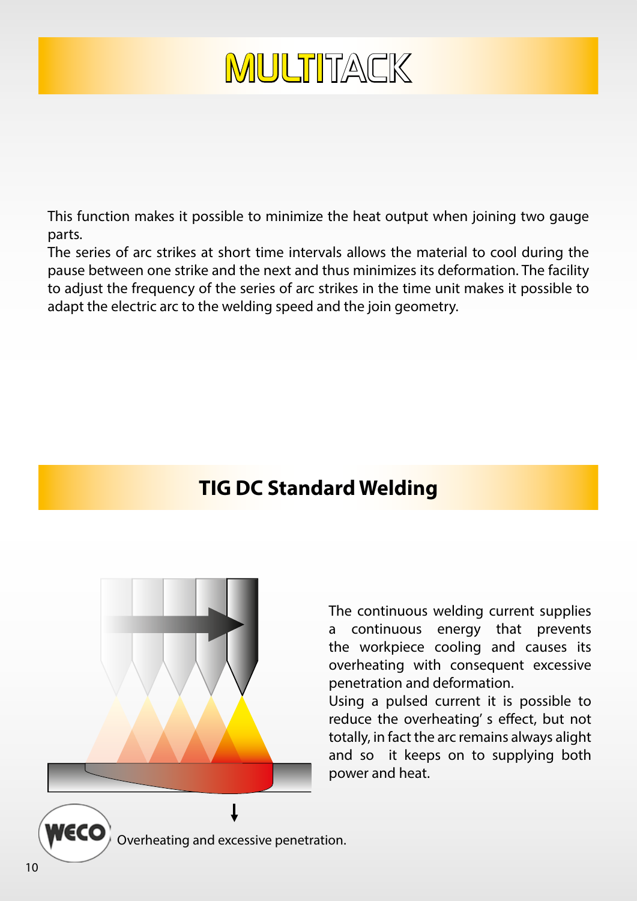# MULTITACK

This function makes it possible to minimize the heat output when joining two gauge parts.

The series of arc strikes at short time intervals allows the material to cool during the pause between one strike and the next and thus minimizes its deformation. The facility to adjust the frequency of the series of arc strikes in the time unit makes it possible to adapt the electric arc to the welding speed and the join geometry.

## TIG DC Standard Welding

The continuous welding current supplies a continuous energy that prevents the workpiece cooling and causes its overheating with consequent excessive penetration and deformation.

Using a pulsed current it is possible to reduce the overheating' s effect, but not totally, in fact the arc remains always alight and so it keeps on to supplying both power and heat.

Overheating and excessive penetration.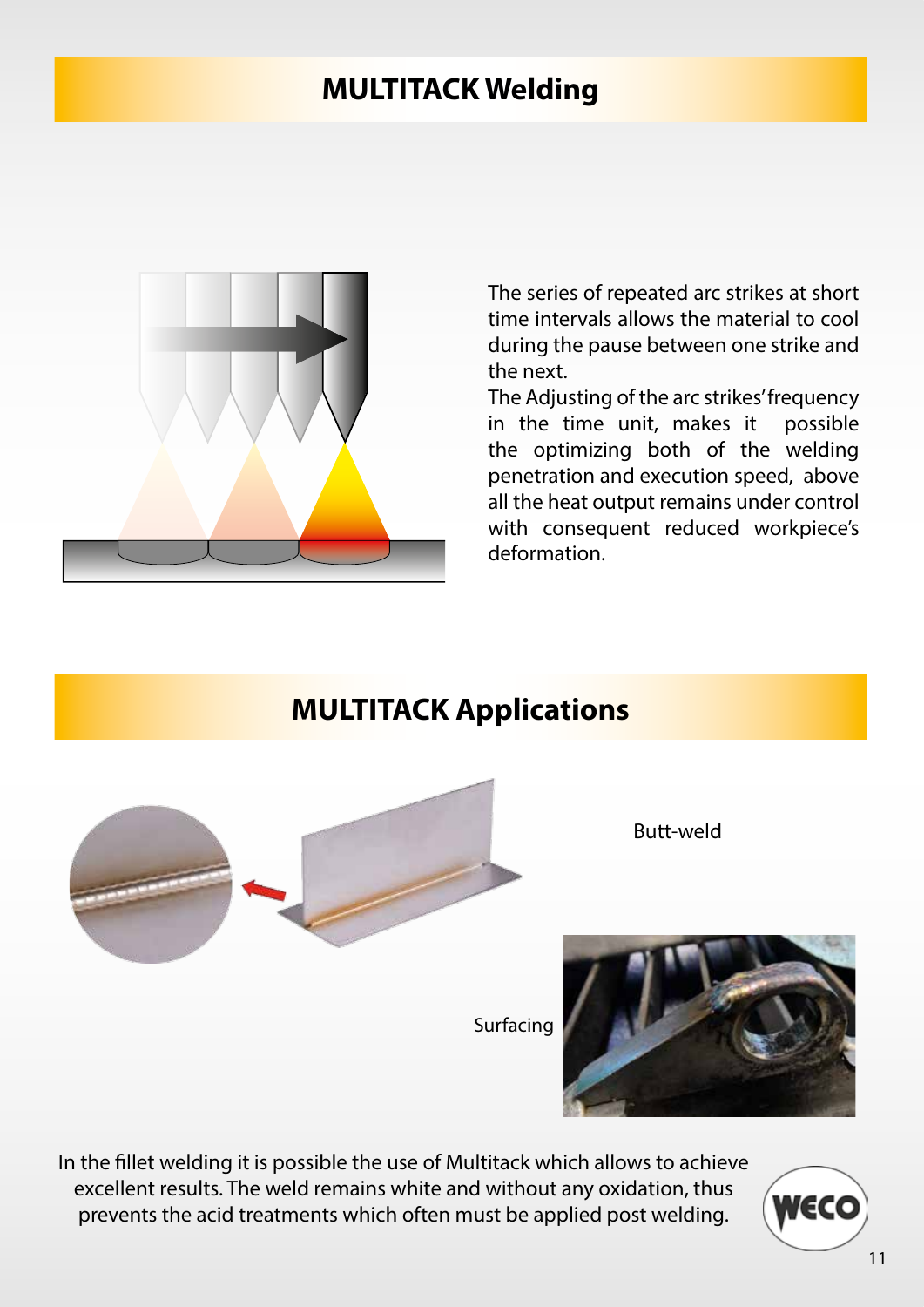## MULTITACK Welding

The series of repeated arc strikes at short time intervals allows the material to cool during the pause between one strike and the next.

The Adjusting of the arc strikes' frequency in the time unit, makes it possible the optimizing both of the welding penetration and execution speed, above all the heat output remains under control with consequent reduced workpiece's deformation.

## MULTITACK Applications

Butt-weld

Surfacing

In the fillet welding it is possible the use of Multitack which allows to achieve excellent results. The weld remains white and without any oxidation, thus prevents the acid treatments which often must be applied post welding.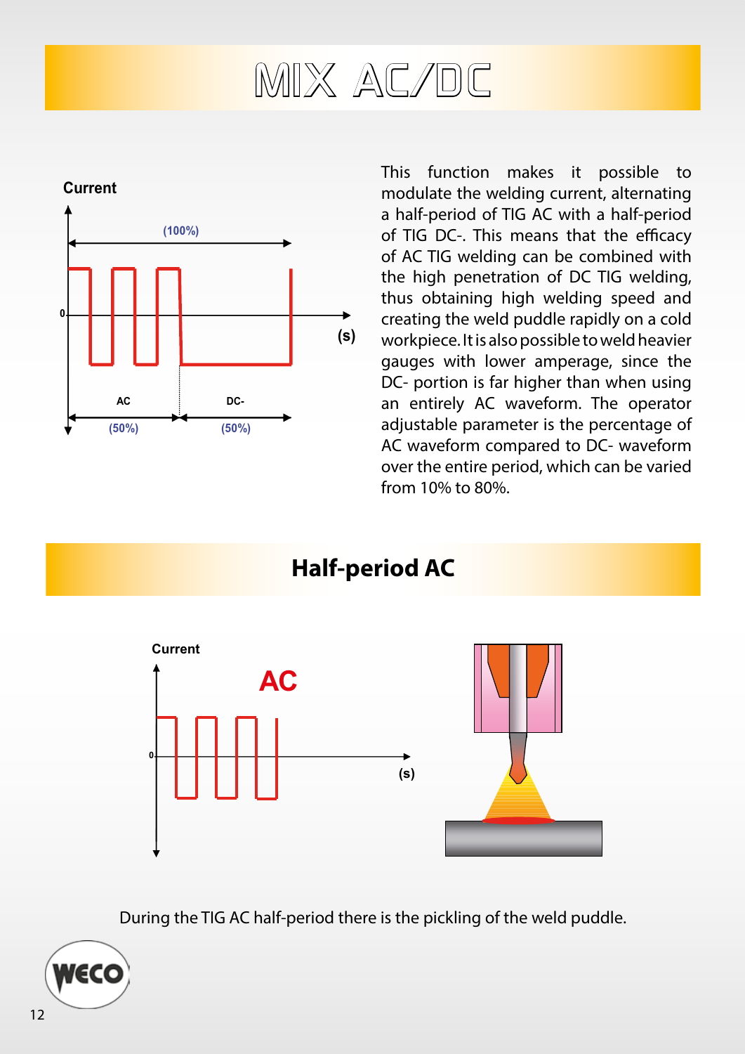# MIX AC/DC

This function makes it possible to modulate the welding current, alternating a half-period of TIG AC with a half-period of TIG DC-. This means that the efficacy of AC TIG welding can be combined with the high penetration of DC TIG welding, thus obtaining high welding speed and creating the weld puddle rapidly on a cold workpiece. It is also possible to weld heavier gauges with lower amperage, since the DC- portion is far higher than when using an entirely AC waveform. The operator adjustable parameter is the percentage of AC waveform compared to DC- waveform over the entire period, which can be varied from 10% to 80%.

## Half-period AC

During the TIG AC half-period there is the pickling of the weld puddle.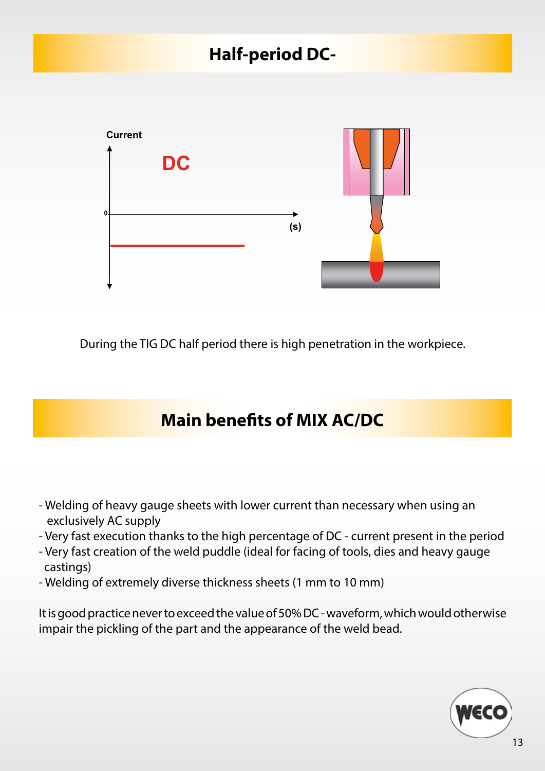## Half-period DC-

During the TIG DC half period there is high penetration in the workpiece.

## Main benefits of MIX AC/DC

- Welding of heavy gauge sheets with lower current than necessary when using an exclusively AC supply
- Very fast execution thanks to the high percentage of DC - current present in the period
- Very fast creation of the weld puddle (ideal for facing of tools, dies and heavy gauge castings)
- Welding of extremely diverse thickness sheets (1 mm to 10 mm)

It is good practice never to exceed the value of 50% DC - waveform, which would otherwise impair the pickling of the part and the appearance of the weld bead.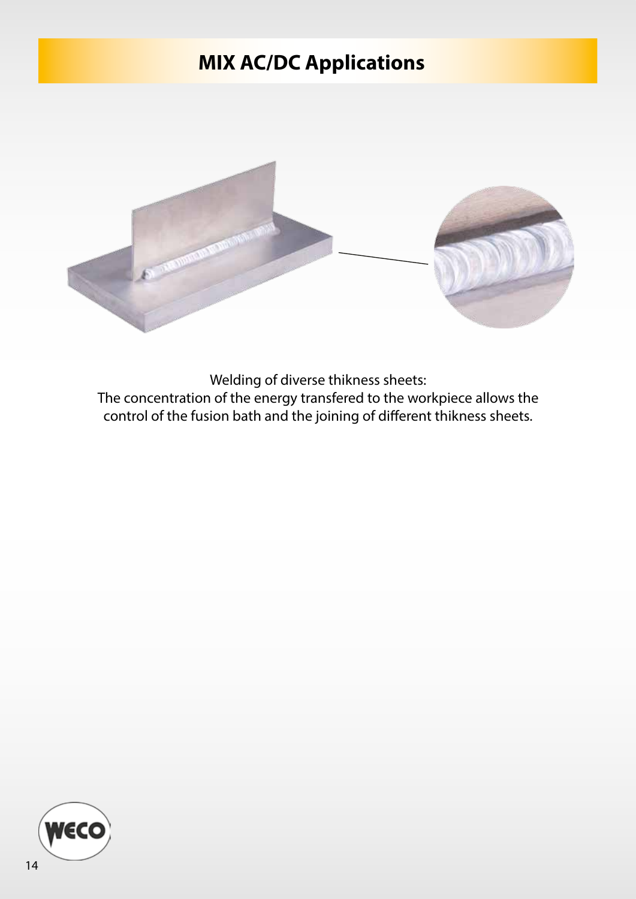# MIX AC/DC Applications

Welding of diverse thikness sheets:
The concentration of the energy transfered to the workpiece allows the control of the fusion bath and the joining of different thikness sheets.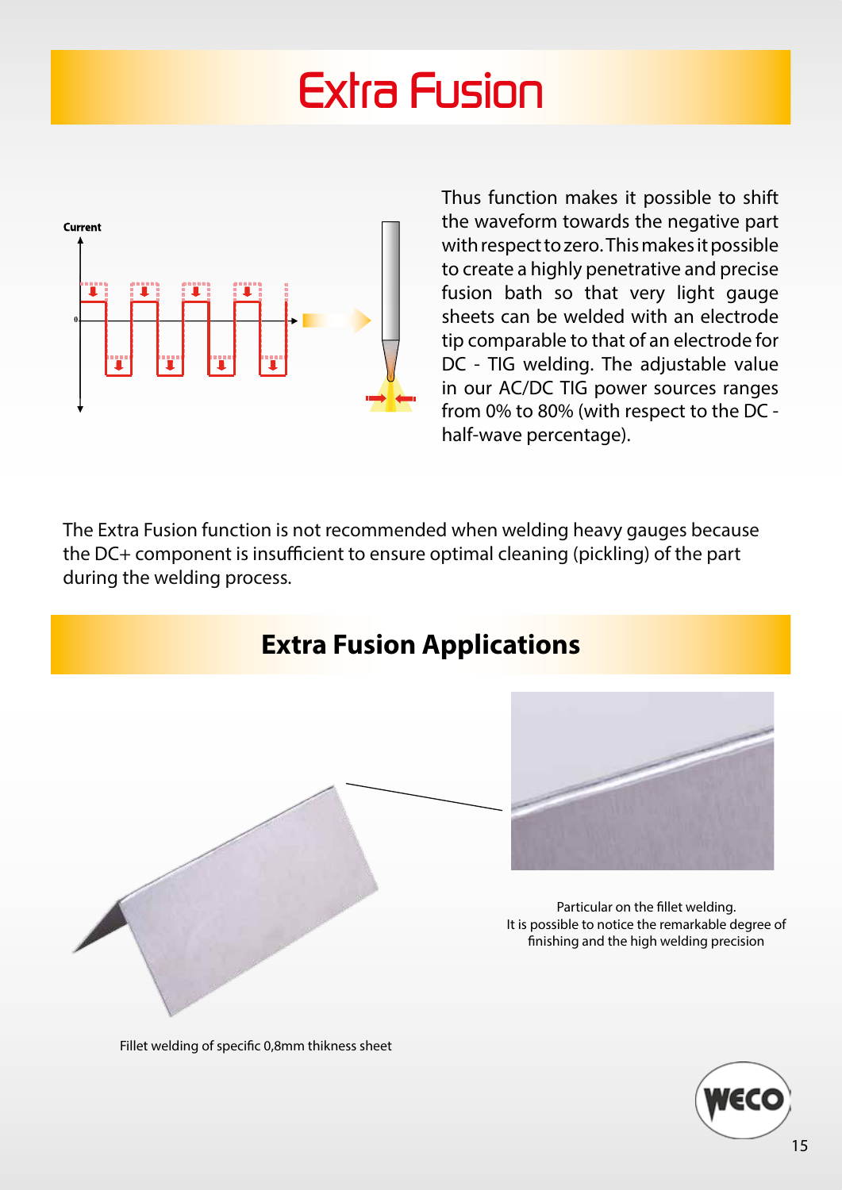# Extra Fusion

Thus function makes it possible to shift the waveform towards the negative part with respect to zero. This makes it possible to create a highly penetrative and precise fusion bath so that very light gauge sheets can be welded with an electrode tip comparable to that of an electrode for DC - TIG welding. The adjustable value in our AC/DC TIG power sources ranges from 0% to 80% (with respect to the DC - half-wave percentage).

The Extra Fusion function is not recommended when welding heavy gauges because the DC+ component is insufficient to ensure optimal cleaning (pickling) of the part during the welding process.

## Extra Fusion Applications

Particular on the fillet welding.
It is possible to notice the remarkable degree of finishing and the high welding precision

Fillet welding of specific 0,8mm thikness sheet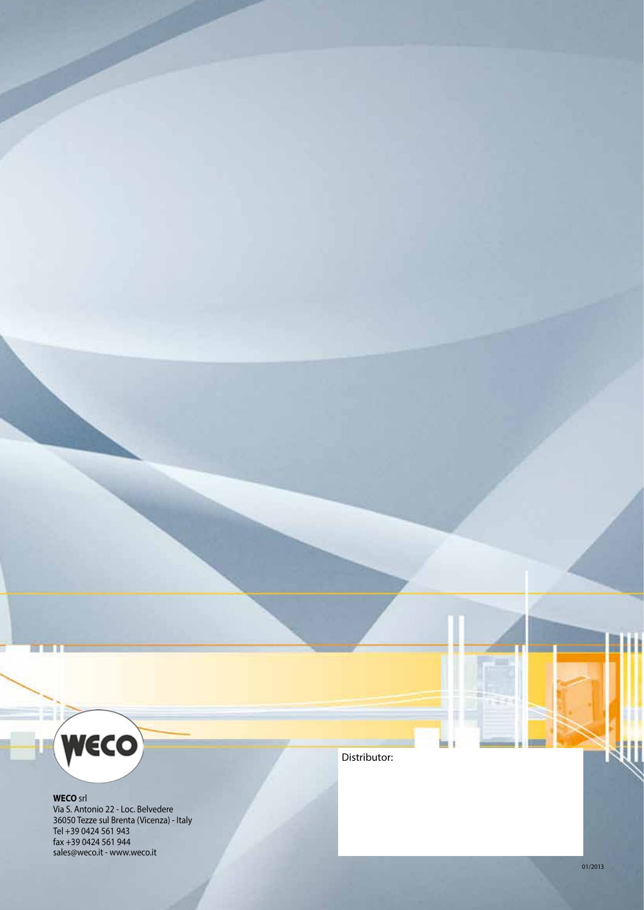**WECO** srl
Via S. Antonio 22 - Loc. Belvedere
36050 Tezze sul Brenta (Vicenza) - Italy
Tel +39 0424 561 943
fax +39 0424 561 944
sales@weco.it - www.weco.it

Distributor:

01/2013